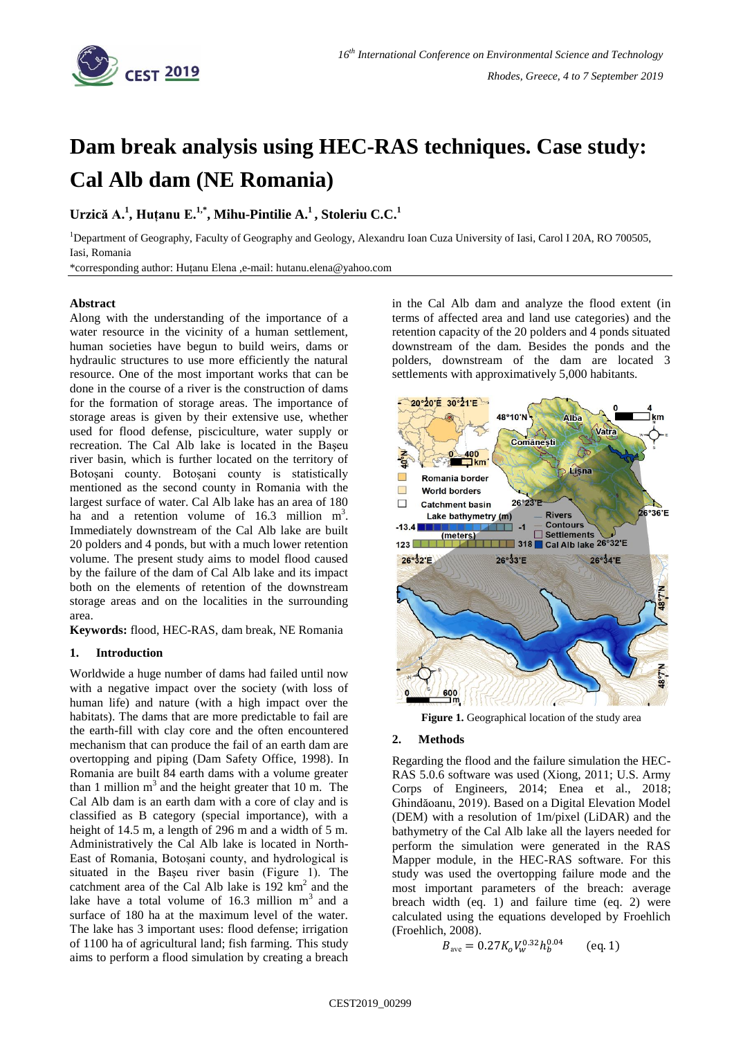# Dam break analysis using HEC-RAS techniques. Case study: Cal Alb dam (NE Romania)

**Urzică A.[1], Huțanu E.[1,*], Mihu-Pintilie A.[1], Stoleriu C.C.[1]**

[1]Department of Geography, Faculty of Geography and Geology, Alexandru Ioan Cuza University of Iasi, Carol I 20A, RO 700505, Iasi, Romania

*corresponding author: Huțanu Elena ,e-mail: hutanu.elena@yahoo.com

## Abstract

Along with the understanding of the importance of a water resource in the vicinity of a human settlement, human societies have begun to build weirs, dams or hydraulic structures to use more efficiently the natural resource. One of the most important works that can be done in the course of a river is the construction of dams for the formation of storage areas. The importance of storage areas is given by their extensive use, whether used for flood defense, pisciculture, water supply or recreation. The Cal Alb lake is located in the Bașeu river basin, which is further located on the territory of Botoșani county. Botoșani county is statistically mentioned as the second county in Romania with the largest surface of water. Cal Alb lake has an area of 180 ha and a retention volume of 16.3 million m$^3$. Immediately downstream of the Cal Alb lake are built 20 polders and 4 ponds, but with a much lower retention volume. The present study aims to model flood caused by the failure of the dam of Cal Alb lake and its impact both on the elements of retention of the downstream storage areas and on the localities in the surrounding area.

**Keywords:** flood, HEC-RAS, dam break, NE Romania

## 1. Introduction

Worldwide a huge number of dams had failed until now with a negative impact over the society (with loss of human life) and nature (with a high impact over the habitats). The dams that are more predictable to fail are the earth-fill with clay core and the often encountered mechanism that can produce the fail of an earth dam are overtopping and piping (Dam Safety Office, 1998). In Romania are built 84 earth dams with a volume greater than 1 million m$^3$ and the height greater that 10 m. The Cal Alb dam is an earth dam with a core of clay and is classified as B category (special importance), with a height of 14.5 m, a length of 296 m and a width of 5 m. Administratively the Cal Alb lake is located in North-East of Romania, Botoșani county, and hydrological is situated in the Bașeu river basin (Figure 1). The catchment area of the Cal Alb lake is 192 km$^2$ and the lake have a total volume of 16.3 million m$^3$ and a surface of 180 ha at the maximum level of the water. The lake has 3 important uses: flood defense; irrigation of 1100 ha of agricultural land; fish farming. This study aims to perform a flood simulation by creating a breach in the Cal Alb dam and analyze the flood extent (in terms of affected area and land use categories) and the retention capacity of the 20 polders and 4 ponds situated downstream of the dam. Besides the ponds and the polders, downstream of the dam are located 3 settlements with approximatively 5,000 habitants.

**Figure 1.** Geographical location of the study area

## 2. Methods

Regarding the flood and the failure simulation the HEC-RAS 5.0.6 software was used (Xiong, 2011; U.S. Army Corps of Engineers, 2014; Enea et al., 2018; Ghindăoanu, 2019). Based on a Digital Elevation Model (DEM) with a resolution of 1m/pixel (LiDAR) and the bathymetry of the Cal Alb lake all the layers needed for perform the simulation were generated in the RAS Mapper module, in the HEC-RAS software. For this study was used the overtopping failure mode and the most important parameters of the breach: average breach width (eq. 1) and failure time (eq. 2) were calculated using the equations developed by Froehlich (Froehlich, 2008).

$$B_{ave} = 0.27 K_o V_w^{0.32} h_b^{0.04} \qquad \text{(eq. 1)}$$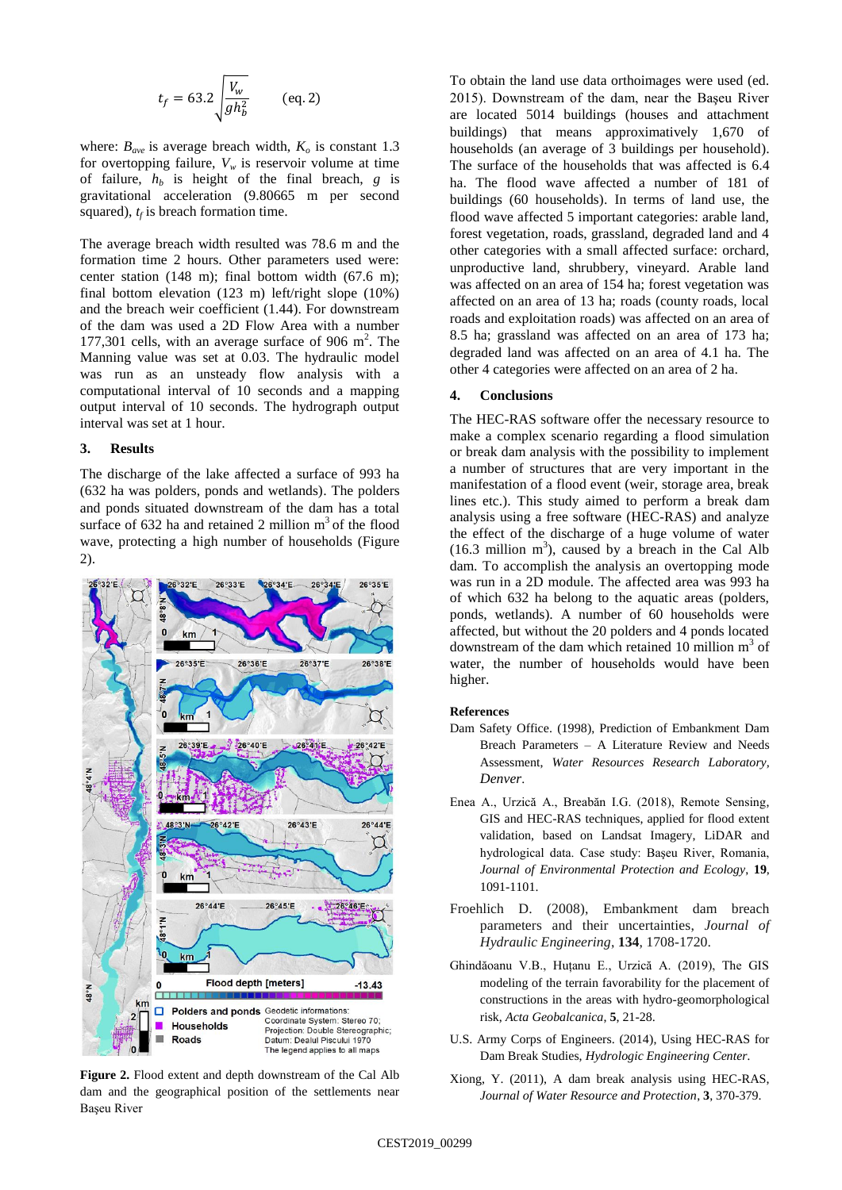$$t_f = 63.2\sqrt{\frac{V_w}{gh_b^2}} \qquad \text{(eq. 2)}$$

where: $B_{ave}$ is average breach width, $K_o$ is constant 1.3 for overtopping failure, $V_w$ is reservoir volume at time of failure, $h_b$ is height of the final breach, $g$ is gravitational acceleration (9.80665 m per second squared), $t_f$ is breach formation time.

The average breach width resulted was 78.6 m and the formation time 2 hours. Other parameters used were: center station (148 m); final bottom width (67.6 m); final bottom elevation (123 m) left/right slope (10%) and the breach weir coefficient (1.44). For downstream of the dam was used a 2D Flow Area with a number 177,301 cells, with an average surface of 906 $m^2$. The Manning value was set at 0.03. The hydraulic model was run as an unsteady flow analysis with a computational interval of 10 seconds and a mapping output interval of 10 seconds. The hydrograph output interval was set at 1 hour.

## 3. Results

The discharge of the lake affected a surface of 993 ha (632 ha was polders, ponds and wetlands). The polders and ponds situated downstream of the dam has a total surface of 632 ha and retained 2 million $m^3$ of the flood wave, protecting a high number of households (Figure 2).

26°32'E
26°33'E
26°34'E
26°35'E
26°36'E
26°37'E
26°38'E
26°39'E
26°40'E
26°41'E
26°42'E
26°43'E
26°44'E
26°45'E
26°46'E
48°8'N
48°7'N
48°5'N
48°4'N
48°3'N
48°1'N
48°N
0 km 1
0 km 2
Flood depth [meters]
0
-13.43
Polders and ponds
Households
Roads
Geodetic informations:
Coordinate System: Stereo 70;
Projection: Double Stereographic;
Datum: Dealul Piscului 1970
The legend applies to all maps

**Figure 2.** Flood extent and depth downstream of the Cal Alb dam and the geographical position of the settlements near Başeu River

To obtain the land use data orthoimages were used (ed. 2015). Downstream of the dam, near the Başeu River are located 5014 buildings (houses and attachment buildings) that means approximatively 1,670 of households (an average of 3 buildings per household). The surface of the households that was affected is 6.4 ha. The flood wave affected a number of 181 of buildings (60 households). In terms of land use, the flood wave affected 5 important categories: arable land, forest vegetation, roads, grassland, degraded land and 4 other categories with a small affected surface: orchard, unproductive land, shrubbery, vineyard. Arable land was affected on an area of 154 ha; forest vegetation was affected on an area of 13 ha; roads (county roads, local roads and exploitation roads) was affected on an area of 8.5 ha; grassland was affected on an area of 173 ha; degraded land was affected on an area of 4.1 ha. The other 4 categories were affected on an area of 2 ha.

## 4. Conclusions

The HEC-RAS software offer the necessary resource to make a complex scenario regarding a flood simulation or break dam analysis with the possibility to implement a number of structures that are very important in the manifestation of a flood event (weir, storage area, break lines etc.). This study aimed to perform a break dam analysis using a free software (HEC-RAS) and analyze the effect of the discharge of a huge volume of water (16.3 million $m^3$), caused by a breach in the Cal Alb dam. To accomplish the analysis an overtopping mode was run in a 2D module. The affected area was 993 ha of which 632 ha belong to the aquatic areas (polders, ponds, wetlands). A number of 60 households were affected, but without the 20 polders and 4 ponds located downstream of the dam which retained 10 million $m^3$ of water, the number of households would have been higher.

### References

Dam Safety Office. (1998), Prediction of Embankment Dam Breach Parameters – A Literature Review and Needs Assessment, *Water Resources Research Laboratory, Denver*.

Enea A., Urzică A., Breabăn I.G. (2018), Remote Sensing, GIS and HEC-RAS techniques, applied for flood extent validation, based on Landsat Imagery, LiDAR and hydrological data. Case study: Başeu River, Romania, *Journal of Environmental Protection and Ecology*, **19**, 1091-1101.

Froehlich D. (2008), Embankment dam breach parameters and their uncertainties, *Journal of Hydraulic Engineering*, **134**, 1708-1720.

Ghindăoanu V.B., Huțanu E., Urzică A. (2019), The GIS modeling of the terrain favorability for the placement of constructions in the areas with hydro-geomorphological risk, *Acta Geobalcanica*, **5**, 21-28.

U.S. Army Corps of Engineers. (2014), Using HEC-RAS for Dam Break Studies, *Hydrologic Engineering Center.*

Xiong, Y. (2011), A dam break analysis using HEC-RAS, *Journal of Water Resource and Protection*, **3**, 370-379.